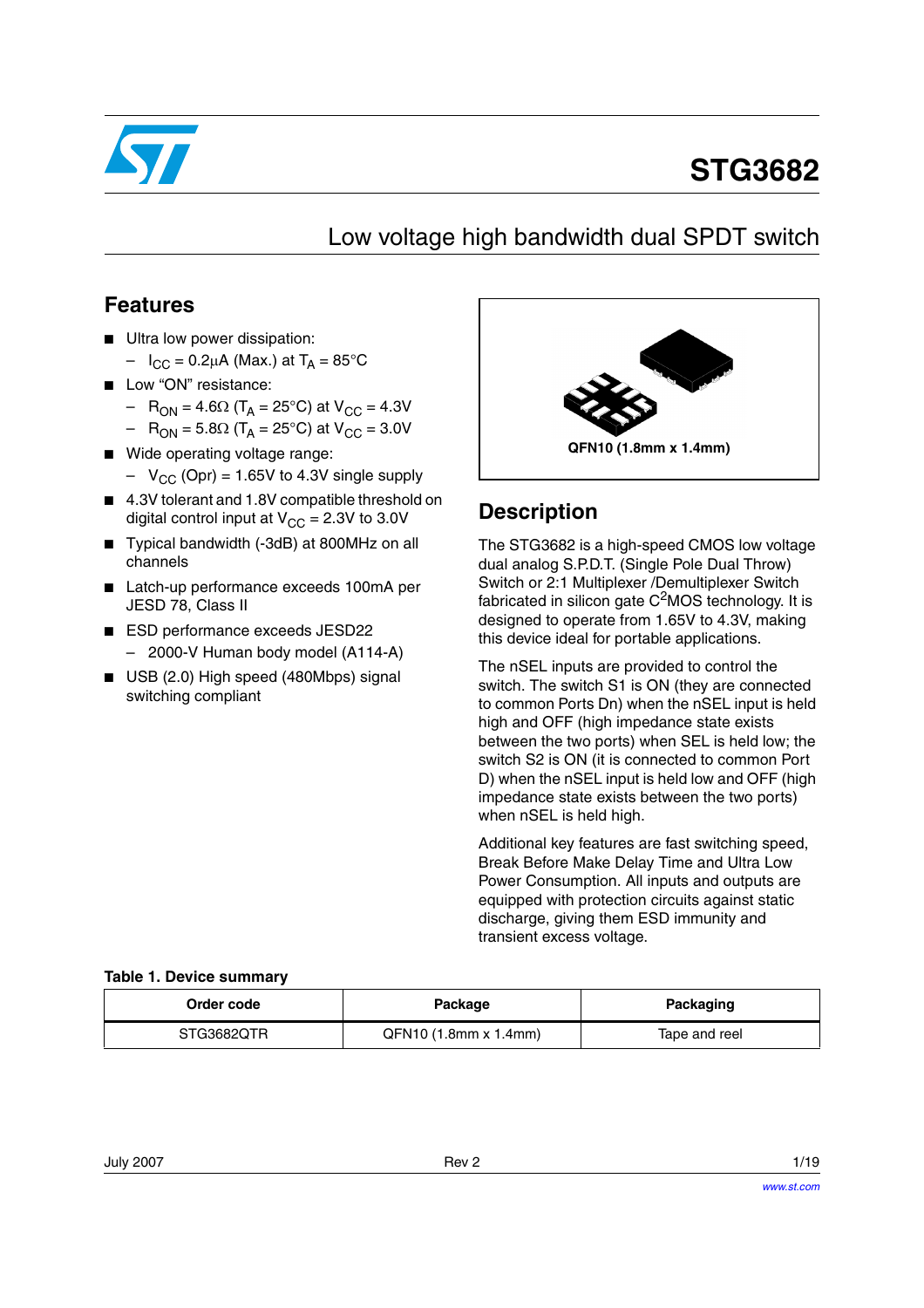# STG3682

## Low voltage high bandwidth dual SPDT switch

## Features

- Ultra low power dissipation:
  - $I_{CC}$ = 0.2μA (Max.) at $T_A$ = 85°C
- Low "ON" resistance:
  - $R_{ON}$ = 4.6Ω ($T_A$ = 25°C) at $V_{CC}$ = 4.3V
  - $R_{ON}$ = 5.8Ω ($T_A$ = 25°C) at $V_{CC}$ = 3.0V
- Wide operating voltage range:
  - $V_{CC}$ (Opr) = 1.65V to 4.3V single supply
- 4.3V tolerant and 1.8V compatible threshold on digital control input at $V_{CC}$ = 2.3V to 3.0V
- Typical bandwidth (-3dB) at 800MHz on all channels
- Latch-up performance exceeds 100mA per JESD 78, Class II
- ESD performance exceeds JESD22
  - 2000-V Human body model (A114-A)
- USB (2.0) High speed (480Mbps) signal switching compliant

QFN10 (1.8mm x 1.4mm)

## Description

The STG3682 is a high-speed CMOS low voltage dual analog S.P.D.T. (Single Pole Dual Throw) Switch or 2:1 Multiplexer /Demultiplexer Switch fabricated in silicon gate C$^2$MOS technology. It is designed to operate from 1.65V to 4.3V, making this device ideal for portable applications.

The nSEL inputs are provided to control the switch. The switch S1 is ON (they are connected to common Ports Dn) when the nSEL input is held high and OFF (high impedance state exists between the two ports) when SEL is held low; the switch S2 is ON (it is connected to common Port D) when the nSEL input is held low and OFF (high impedance state exists between the two ports) when nSEL is held high.

Additional key features are fast switching speed, Break Before Make Delay Time and Ultra Low Power Consumption. All inputs and outputs are equipped with protection circuits against static discharge, giving them ESD immunity and transient excess voltage.

**Table 1. Device summary**

| Order code | Package | Packaging |
|---|---|---|
| STG3682QTR | QFN10 (1.8mm x 1.4mm) | Tape and reel |

July 2007 Rev 2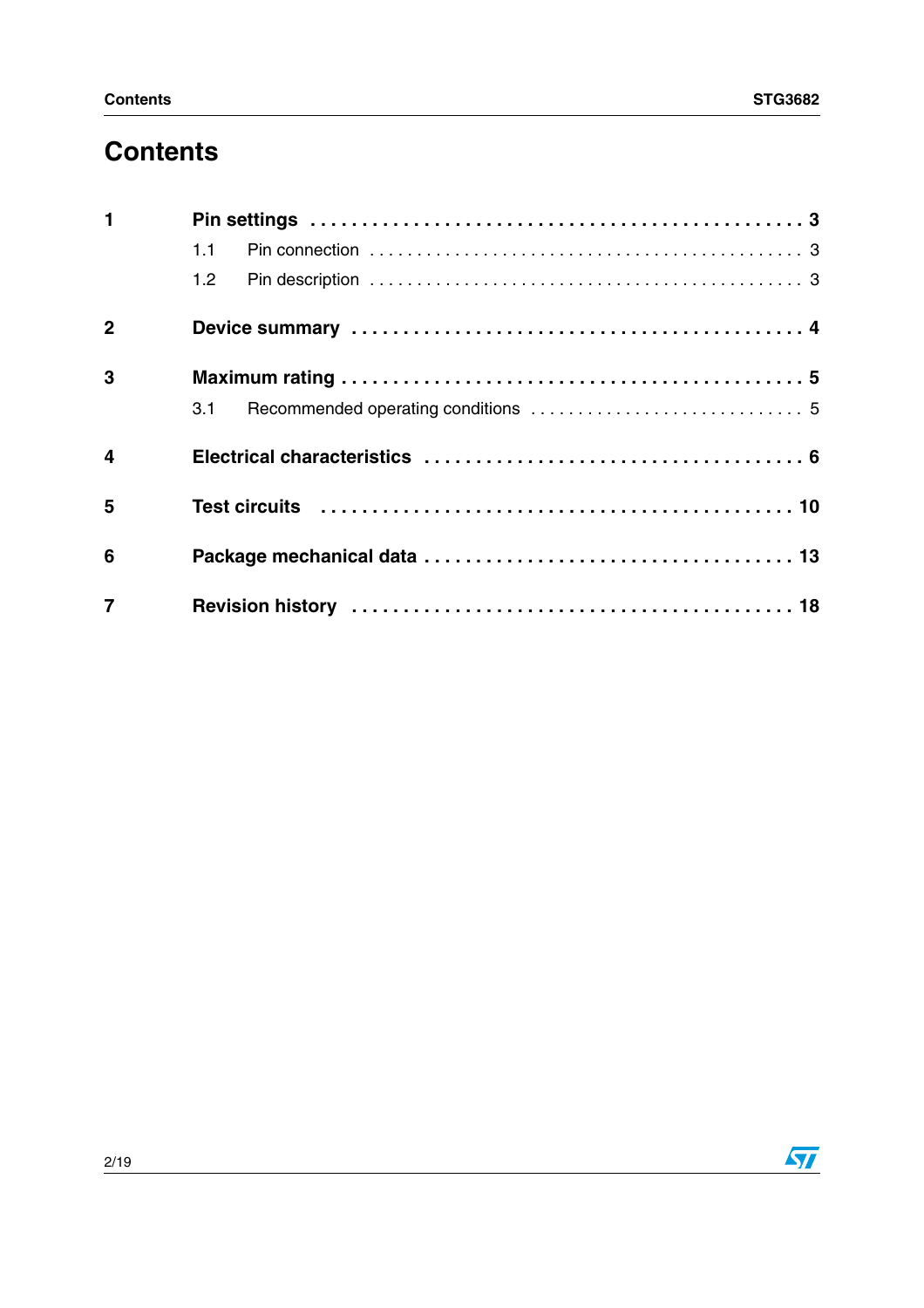# Contents

1 **Pin settings** . . . . . . . . . . . . . . . . . . . . . . . . . . . . . . . . . . . . . . . . . . . . . 3

  1.1 Pin connection . . . . . . . . . . . . . . . . . . . . . . . . . . . . . . . . . . . . . . . . . . . . 3

  1.2 Pin description . . . . . . . . . . . . . . . . . . . . . . . . . . . . . . . . . . . . . . . . . . . . 3

2 **Device summary** . . . . . . . . . . . . . . . . . . . . . . . . . . . . . . . . . . . . . . . . . . 4

3 **Maximum rating** . . . . . . . . . . . . . . . . . . . . . . . . . . . . . . . . . . . . . . . . . . . 5

  3.1 Recommended operating conditions . . . . . . . . . . . . . . . . . . . . . . . . . . . . . 5

4 **Electrical characteristics** . . . . . . . . . . . . . . . . . . . . . . . . . . . . . . . . . . . . 6

5 **Test circuits** . . . . . . . . . . . . . . . . . . . . . . . . . . . . . . . . . . . . . . . . . . . . . 10

6 **Package mechanical data** . . . . . . . . . . . . . . . . . . . . . . . . . . . . . . . . . . 13

7 **Revision history** . . . . . . . . . . . . . . . . . . . . . . . . . . . . . . . . . . . . . . . . . . 18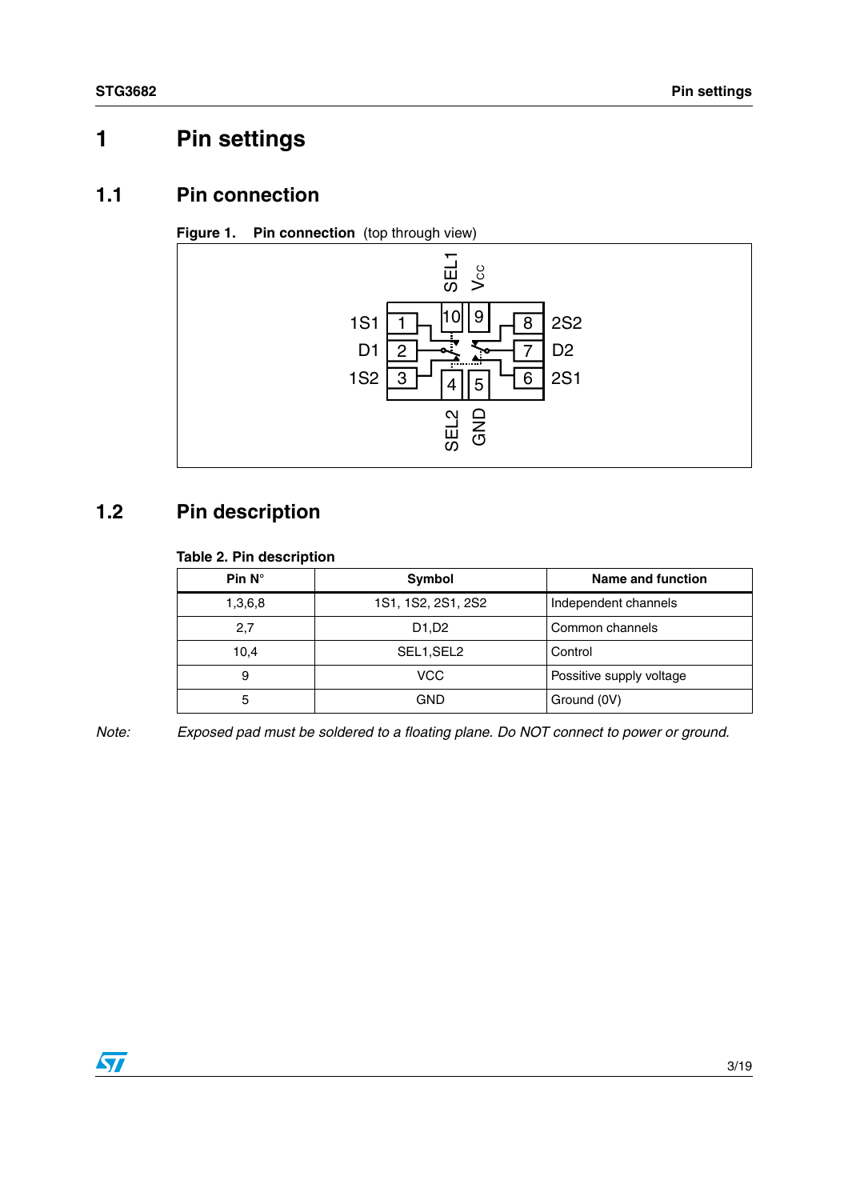# 1 Pin settings

## 1.1 Pin connection

**Figure 1. Pin connection** (top through view)

## 1.2 Pin description

**Table 2. Pin description**

| Pin N° | Symbol | Name and function |
|---|---|---|
| 1,3,6,8 | 1S1, 1S2, 2S1, 2S2 | Independent channels |
| 2,7 | D1,D2 | Common channels |
| 10,4 | SEL1,SEL2 | Control |
| 9 | VCC | Possitive supply voltage |
| 5 | GND | Ground (0V) |

*Note: Exposed pad must be soldered to a floating plane. Do NOT connect to power or ground.*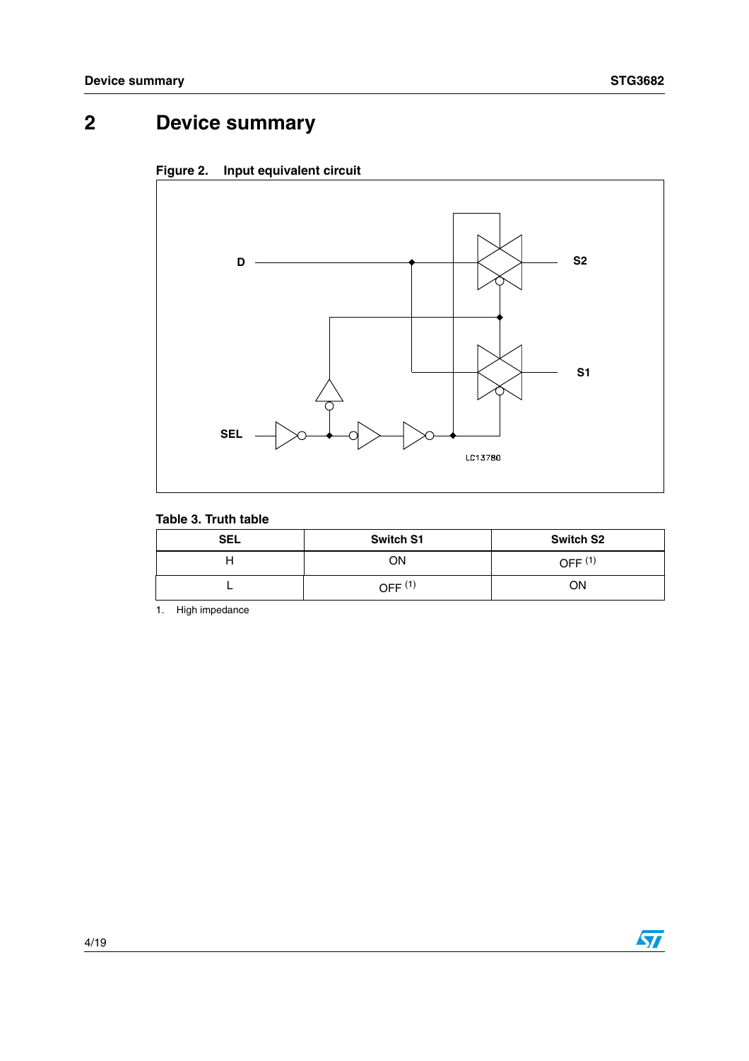## 2 Device summary

Figure 2. Input equivalent circuit

Table 3. Truth table

| SEL | Switch S1 | Switch S2 |
|---|---|---|
| H | ON | OFF [1] |
| L | OFF [1] | ON |

1. High impedance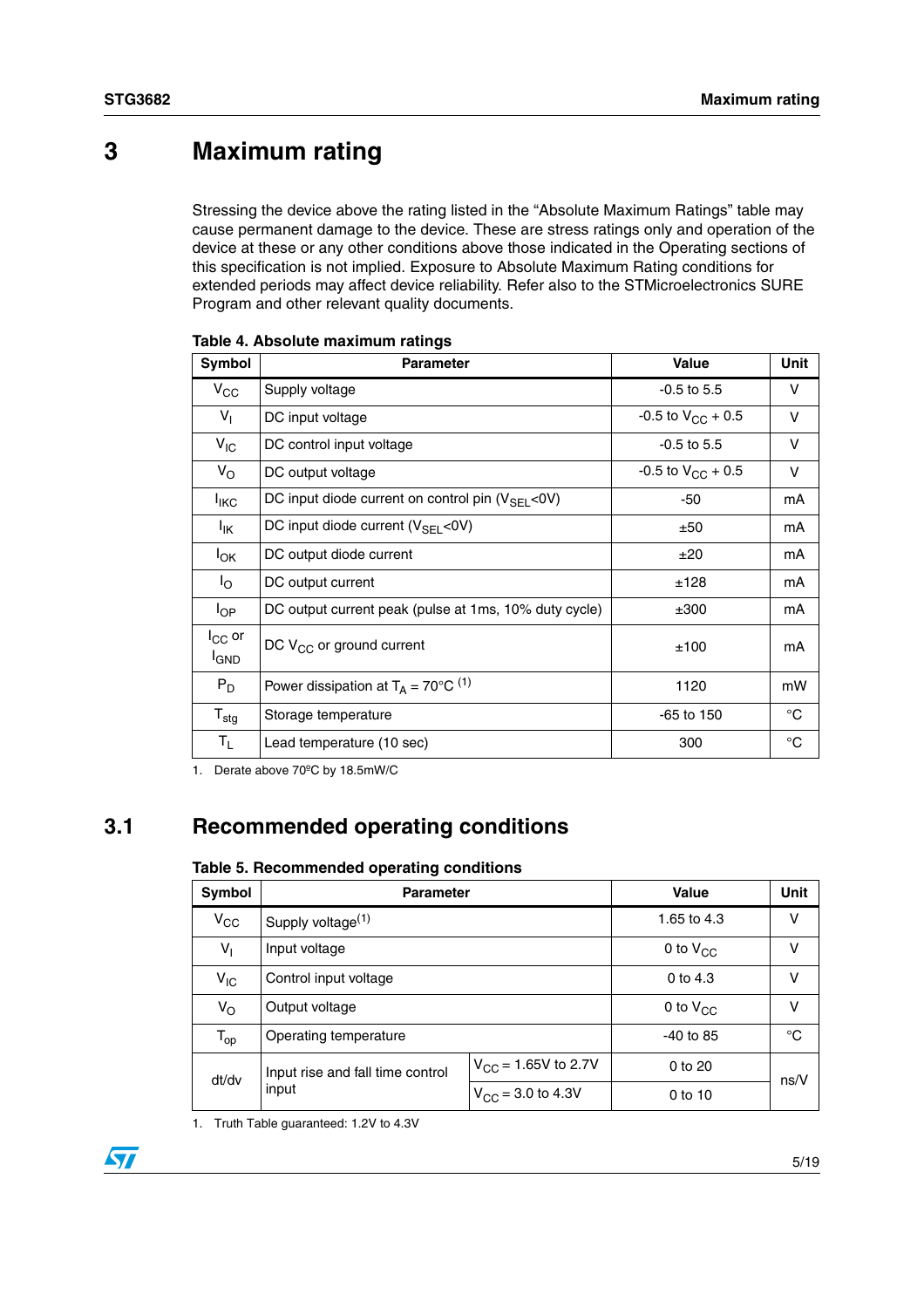# 3 Maximum rating

Stressing the device above the rating listed in the “Absolute Maximum Ratings” table may cause permanent damage to the device. These are stress ratings only and operation of the device at these or any other conditions above those indicated in the Operating sections of this specification is not implied. Exposure to Absolute Maximum Rating conditions for extended periods may affect device reliability. Refer also to the STMicroelectronics SURE Program and other relevant quality documents.

**Table 4. Absolute maximum ratings**

| Symbol | Parameter | Value | Unit |
|---|---|---|---|
| $V_{CC}$ | Supply voltage | -0.5 to 5.5 | V |
| $V_I$ | DC input voltage | -0.5 to $V_{CC}$ + 0.5 | V |
| $V_{IC}$ | DC control input voltage | -0.5 to 5.5 | V |
| $V_O$ | DC output voltage | -0.5 to $V_{CC}$ + 0.5 | V |
| $I_{IKC}$ | DC input diode current on control pin ($V_{SEL}$<0V) | -50 | mA |
| $I_{IK}$ | DC input diode current ($V_{SEL}$<0V) | ±50 | mA |
| $I_{OK}$ | DC output diode current | ±20 | mA |
| $I_O$ | DC output current | ±128 | mA |
| $I_{OP}$ | DC output current peak (pulse at 1ms, 10% duty cycle) | ±300 | mA |
| $I_{CC}$ or $I_{GND}$ | DC $V_{CC}$ or ground current | ±100 | mA |
| $P_D$ | Power dissipation at $T_A$ = 70°C [(1)] | 1120 | mW |
| $T_{stg}$ | Storage temperature | -65 to 150 | °C |
| $T_L$ | Lead temperature (10 sec) | 300 | °C |

1. Derate above 70ºC by 18.5mW/C

## 3.1 Recommended operating conditions

**Table 5. Recommended operating conditions**

| Symbol | Parameter | | Value | Unit |
|---|---|---|---|---|
| $V_{CC}$ | Supply voltage[(1)] | | 1.65 to 4.3 | V |
| $V_I$ | Input voltage | | 0 to $V_{CC}$ | V |
| $V_{IC}$ | Control input voltage | | 0 to 4.3 | V |
| $V_O$ | Output voltage | | 0 to $V_{CC}$ | V |
| $T_{op}$ | Operating temperature | | -40 to 85 | °C |
| dt/dv | Input rise and fall time control input | $V_{CC}$ = 1.65V to 2.7V | 0 to 20 | ns/V |
| | | $V_{CC}$ = 3.0 to 4.3V | 0 to 10 | |

1. Truth Table guaranteed: 1.2V to 4.3V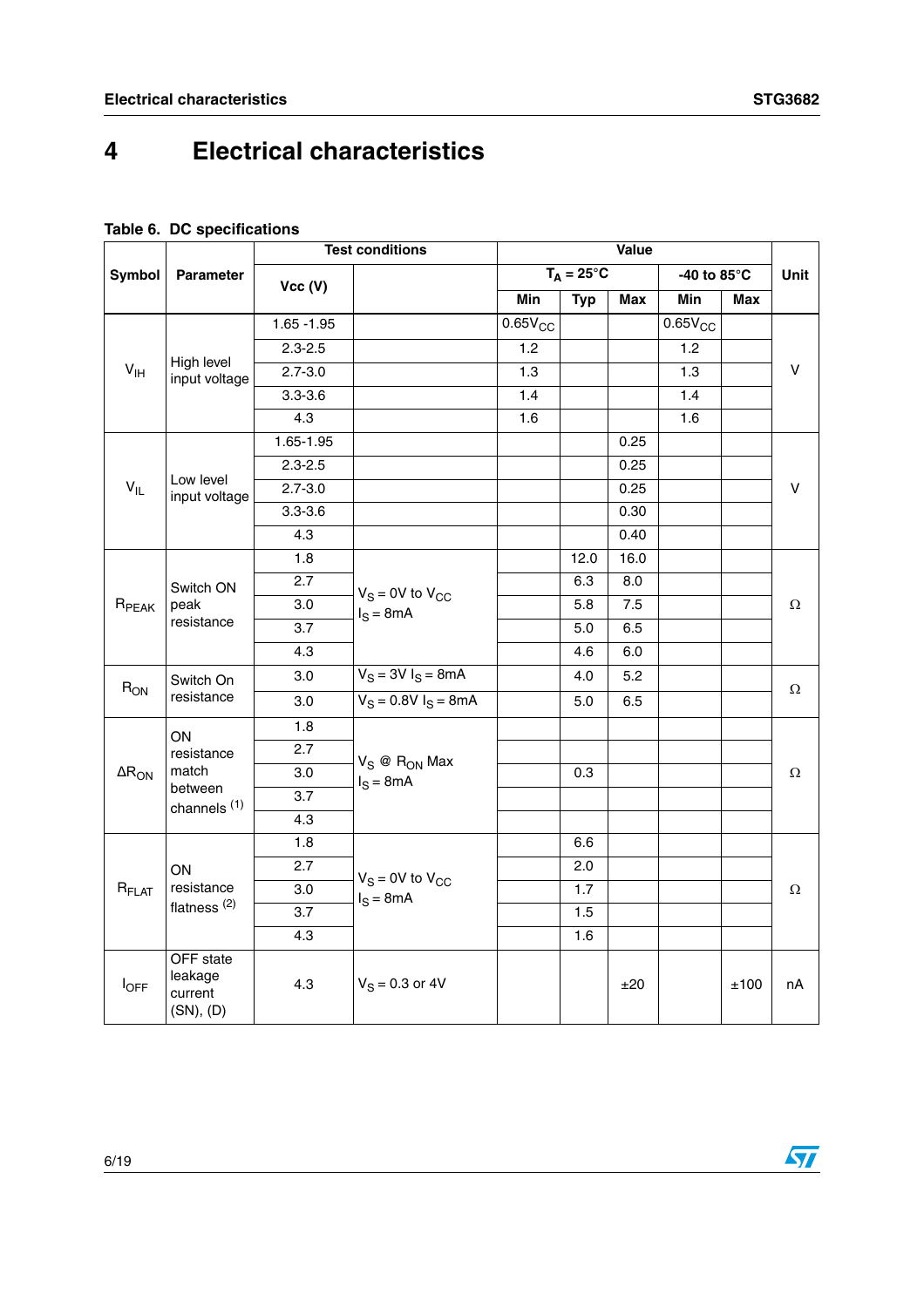# 4 Electrical characteristics

**Table 6. DC specifications**

| Symbol | Parameter | Test conditions | | Value | | | | | Unit |
|---|---|---|---|---|---|---|---|---|---|
| | | Vcc (V) | | $T_A = 25°C$ | | | -40 to 85°C | | |
| | | | | Min | Typ | Max | Min | Max | |
| $V_{IH}$ | High level input voltage | 1.65 -1.95 | | $0.65V_{CC}$ | | | $0.65V_{CC}$ | | V |
| | | 2.3-2.5 | | 1.2 | | | 1.2 | | |
| | | 2.7-3.0 | | 1.3 | | | 1.3 | | |
| | | 3.3-3.6 | | 1.4 | | | 1.4 | | |
| | | 4.3 | | 1.6 | | | 1.6 | | |
| $V_{IL}$ | Low level input voltage | 1.65-1.95 | | | | 0.25 | | | V |
| | | 2.3-2.5 | | | | 0.25 | | | |
| | | 2.7-3.0 | | | | 0.25 | | | |
| | | 3.3-3.6 | | | | 0.30 | | | |
| | | 4.3 | | | | 0.40 | | | |
| $R_{PEAK}$ | Switch ON peak resistance | 1.8 | $V_S = 0V$ to $V_{CC}$ $I_S = 8mA$ | | 12.0 | 16.0 | | | Ω |
| | | 2.7 | | | 6.3 | 8.0 | | | |
| | | 3.0 | | | 5.8 | 7.5 | | | |
| | | 3.7 | | | 5.0 | 6.5 | | | |
| | | 4.3 | | | 4.6 | 6.0 | | | |
| $R_{ON}$ | Switch On resistance | 3.0 | $V_S = 3V$ $I_S = 8mA$ | | 4.0 | 5.2 | | | Ω |
| | | 3.0 | $V_S = 0.8V$ $I_S = 8mA$ | | 5.0 | 6.5 | | | |
| $\Delta R_{ON}$ | ON resistance match between channels (1) | 1.8 | $V_S$ @ $R_{ON}$ Max $I_S = 8mA$ | | | | | | Ω |
| | | 2.7 | | | | | | | |
| | | 3.0 | | | 0.3 | | | | |
| | | 3.7 | | | | | | | |
| | | 4.3 | | | | | | | |
| $R_{FLAT}$ | ON resistance flatness (2) | 1.8 | $V_S = 0V$ to $V_{CC}$ $I_S = 8mA$ | | 6.6 | | | | Ω |
| | | 2.7 | | | 2.0 | | | | |
| | | 3.0 | | | 1.7 | | | | |
| | | 3.7 | | | 1.5 | | | | |
| | | 4.3 | | | 1.6 | | | | |
| $I_{OFF}$ | OFF state leakage current (SN), (D) | 4.3 | $V_S = 0.3$ or 4V | | | ±20 | | ±100 | nA |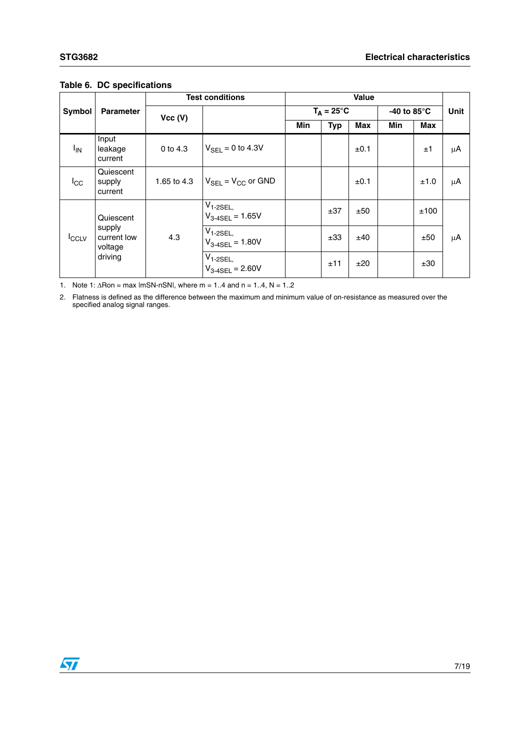**Table 6. DC specifications**

| Symbol | Parameter | Test conditions | | Value | | | | | Unit |
|---|---|---|---|---|---|---|---|---|---|
| | | Vcc (V) | | $T_A$ = 25°C | | | -40 to 85°C | | |
| | | | | Min | Typ | Max | Min | Max | |
| $I_{IN}$ | Input leakage current | 0 to 4.3 | $V_{SEL}$ = 0 to 4.3V | | | ±0.1 | | ±1 | µA |
| $I_{CC}$ | Quiescent supply current | 1.65 to 4.3 | $V_{SEL}$ = $V_{CC}$ or GND | | | ±0.1 | | ±1.0 | µA |
| $I_{CCLV}$ | Quiescent supply current low voltage driving | 4.3 | $V_{1\text{-}2SEL,}$ $V_{3\text{-}4SEL}$ = 1.65V | | ±37 | ±50 | | ±100 | µA |
| | | | $V_{1\text{-}2SEL,}$ $V_{3\text{-}4SEL}$ = 1.80V | | ±33 | ±40 | | ±50 | |
| | | | $V_{1\text{-}2SEL,}$ $V_{3\text{-}4SEL}$ = 2.60V | | ±11 | ±20 | | ±30 | |

1. Note 1: ∆Ron = max |mSN-nSN|, where m = 1..4 and n = 1..4, N = 1..2
2. Flatness is defined as the difference between the maximum and minimum value of on-resistance as measured over the specified analog signal ranges.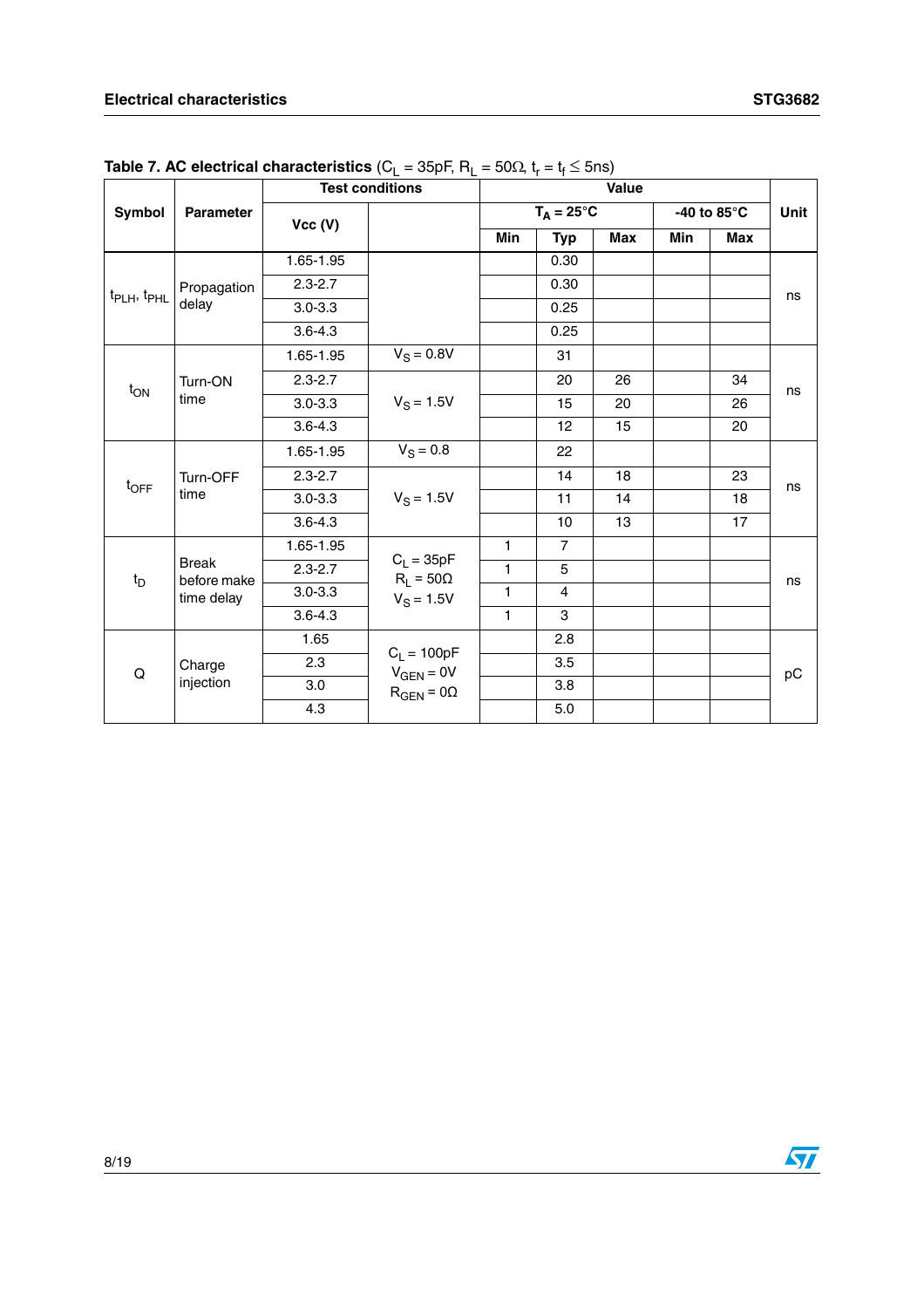**Table 7. AC electrical characteristics** ($C_L$ = 35pF, $R_L$ = 50Ω, $t_r = t_f \leq$ 5ns)

| Symbol | Parameter | Test conditions | | Value | | | | | Unit |
|---|---|---|---|---|---|---|---|---|---|
| | | Vcc (V) | | $T_A$ = 25°C | | | -40 to 85°C | | |
| | | | | Min | Typ | Max | Min | Max | |
| $t_{PLH}$, $t_{PHL}$ | Propagation delay | 1.65-1.95 | | | 0.30 | | | | ns |
| | | 2.3-2.7 | | | 0.30 | | | | |
| | | 3.0-3.3 | | | 0.25 | | | | |
| | | 3.6-4.3 | | | 0.25 | | | | |
| $t_{ON}$ | Turn-ON time | 1.65-1.95 | $V_S$ = 0.8V | | 31 | | | | ns |
| | | 2.3-2.7 | $V_S$ = 1.5V | | 20 | 26 | | 34 | |
| | | 3.0-3.3 | | | 15 | 20 | | 26 | |
| | | 3.6-4.3 | | | 12 | 15 | | 20 | |
| $t_{OFF}$ | Turn-OFF time | 1.65-1.95 | $V_S$ = 0.8 | | 22 | | | | ns |
| | | 2.3-2.7 | $V_S$ = 1.5V | | 14 | 18 | | 23 | |
| | | 3.0-3.3 | | | 11 | 14 | | 18 | |
| | | 3.6-4.3 | | | 10 | 13 | | 17 | |
| $t_D$ | Break before make time delay | 1.65-1.95 | $C_L$ = 35pF $R_L$ = 50Ω $V_S$ = 1.5V | 1 | 7 | | | | ns |
| | | 2.3-2.7 | | 1 | 5 | | | | |
| | | 3.0-3.3 | | 1 | 4 | | | | |
| | | 3.6-4.3 | | 1 | 3 | | | | |
| Q | Charge injection | 1.65 | $C_L$ = 100pF $V_{GEN}$ = 0V $R_{GEN}$ = 0Ω | | 2.8 | | | | pC |
| | | 2.3 | | | 3.5 | | | | |
| | | 3.0 | | | 3.8 | | | | |
| | | 4.3 | | | 5.0 | | | | |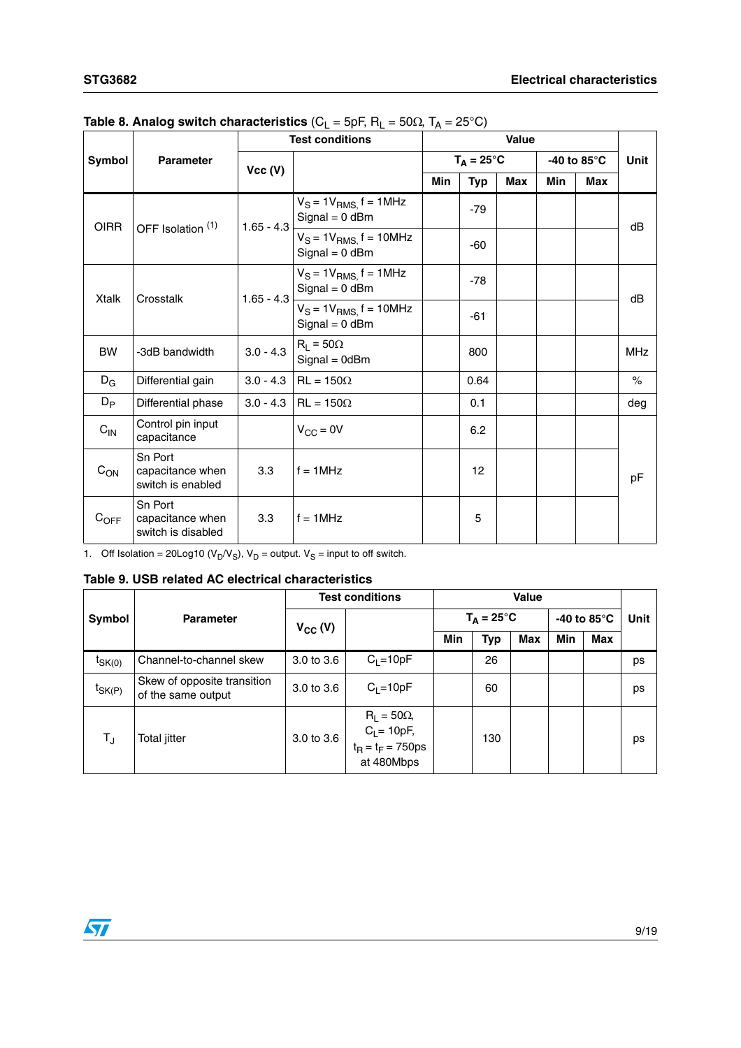**Table 8. Analog switch characteristics** ($C_L$ = 5pF, $R_L$ = 50Ω, $T_A$ = 25°C)

| Symbol | Parameter | Test conditions | | Value | | | | | Unit |
|---|---|---|---|---|---|---|---|---|---|
| | | Vcc (V) | | $T_A$ = 25°C | | | -40 to 85°C | | |
| | | | | Min | Typ | Max | Min | Max | |
| OIRR | OFF Isolation [1] | 1.65 - 4.3 | $V_S = 1V_{RMS}$, f = 1MHz Signal = 0 dBm | | -79 | | | | dB |
| | | | $V_S = 1V_{RMS}$, f = 10MHz Signal = 0 dBm | | -60 | | | | |
| Xtalk | Crosstalk | 1.65 - 4.3 | $V_S = 1V_{RMS}$, f = 1MHz Signal = 0 dBm | | -78 | | | | dB |
| | | | $V_S = 1V_{RMS}$, f = 10MHz Signal = 0 dBm | | -61 | | | | |
| BW | -3dB bandwidth | 3.0 - 4.3 | $R_L$ = 50Ω Signal = 0dBm | | 800 | | | | MHz |
| $D_G$ | Differential gain | 3.0 - 4.3 | RL = 150Ω | | 0.64 | | | | % |
| $D_P$ | Differential phase | 3.0 - 4.3 | RL = 150Ω | | 0.1 | | | | deg |
| $C_{IN}$ | Control pin input capacitance | | $V_{CC}$ = 0V | | 6.2 | | | | pF |
| $C_{ON}$ | Sn Port capacitance when switch is enabled | 3.3 | f = 1MHz | | 12 | | | | |
| $C_{OFF}$ | Sn Port capacitance when switch is disabled | 3.3 | f = 1MHz | | 5 | | | | |

1. Off Isolation = 20Log10 ($V_D/V_S$), $V_D$ = output. $V_S$ = input to off switch.

**Table 9. USB related AC electrical characteristics**

| Symbol | Parameter | Test conditions | | Value | | | | | Unit |
|---|---|---|---|---|---|---|---|---|---|
| | | $V_{CC}$ (V) | | $T_A$ = 25°C | | | -40 to 85°C | | |
| | | | | Min | Typ | Max | Min | Max | |
| $t_{SK(0)}$ | Channel-to-channel skew | 3.0 to 3.6 | $C_L$=10pF | | 26 | | | | ps |
| $t_{SK(P)}$ | Skew of opposite transition of the same output | 3.0 to 3.6 | $C_L$=10pF | | 60 | | | | ps |
| $T_J$ | Total jitter | 3.0 to 3.6 | $R_L$ = 50Ω, $C_L$= 10pF, $t_R = t_F$ = 750ps at 480Mbps | | 130 | | | | ps |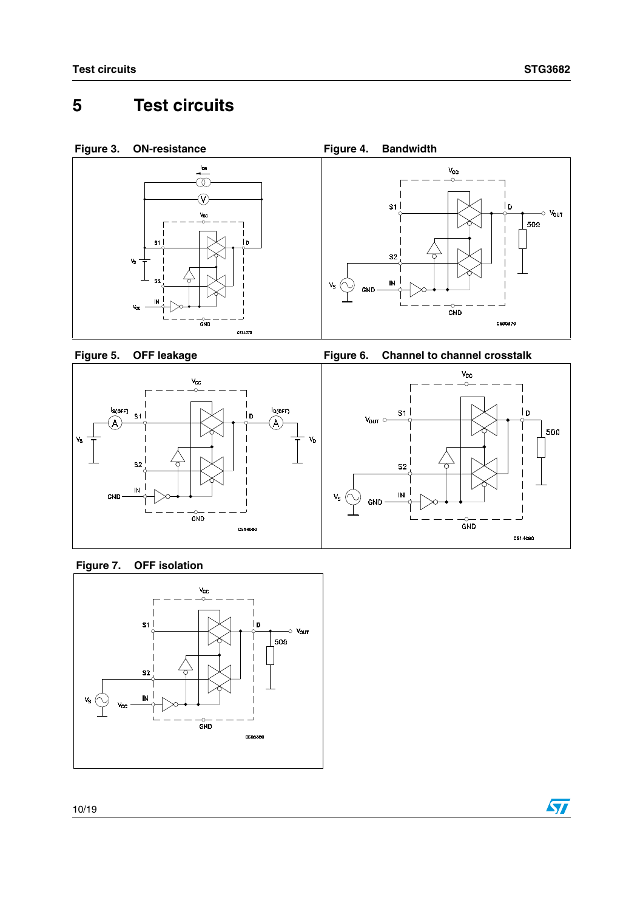# 5 Test circuits

Figure 3. ON-resistance

Figure 4. Bandwidth

Figure 5. OFF leakage

Figure 6. Channel to channel crosstalk

Figure 7. OFF isolation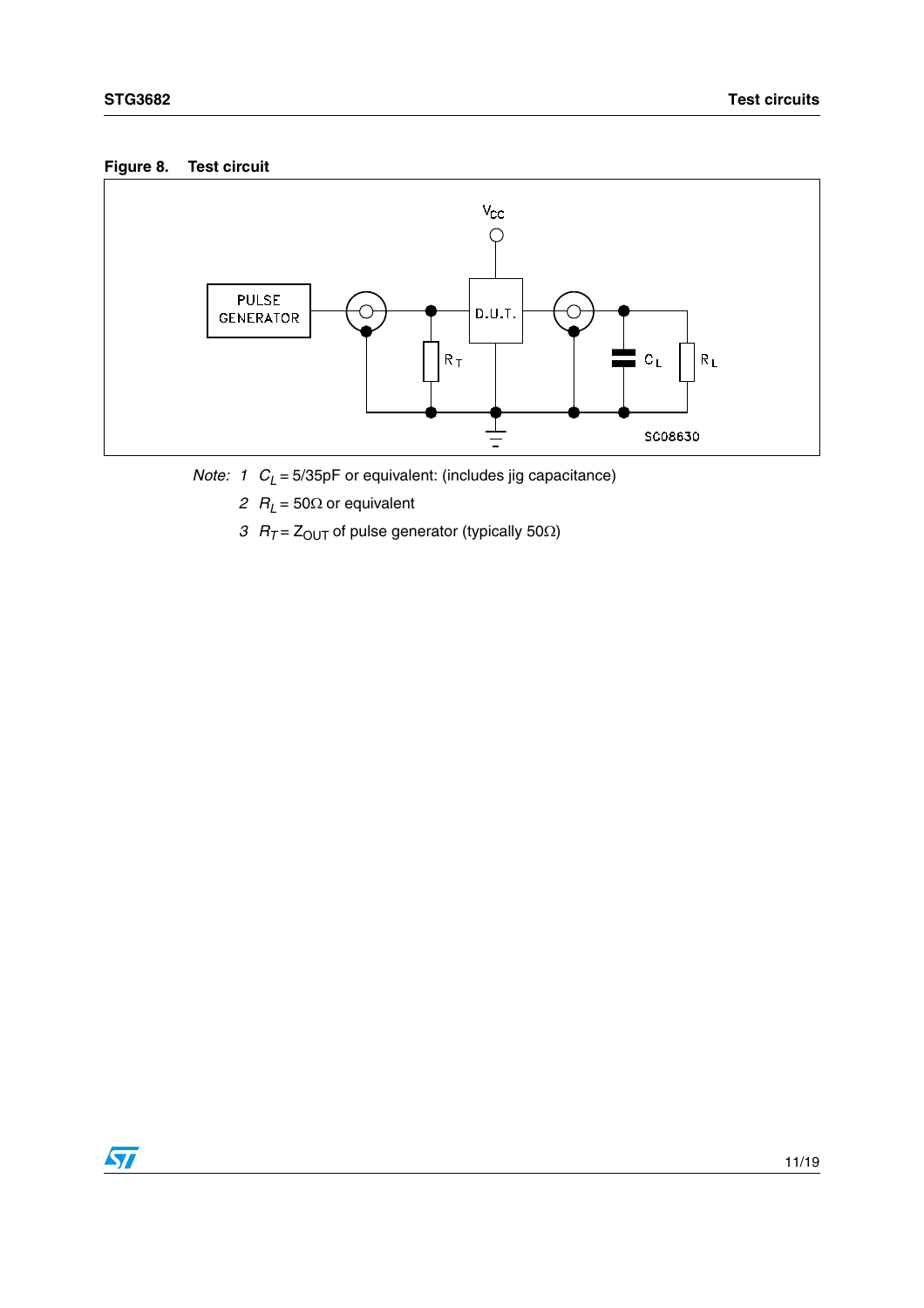**Figure 8. Test circuit**

*Note:* 1 $C_L$ = 5/35pF or equivalent: (includes jig capacitance)

2 $R_L$ = 50Ω or equivalent

3 $R_T$ = $Z_{OUT}$ of pulse generator (typically 50Ω)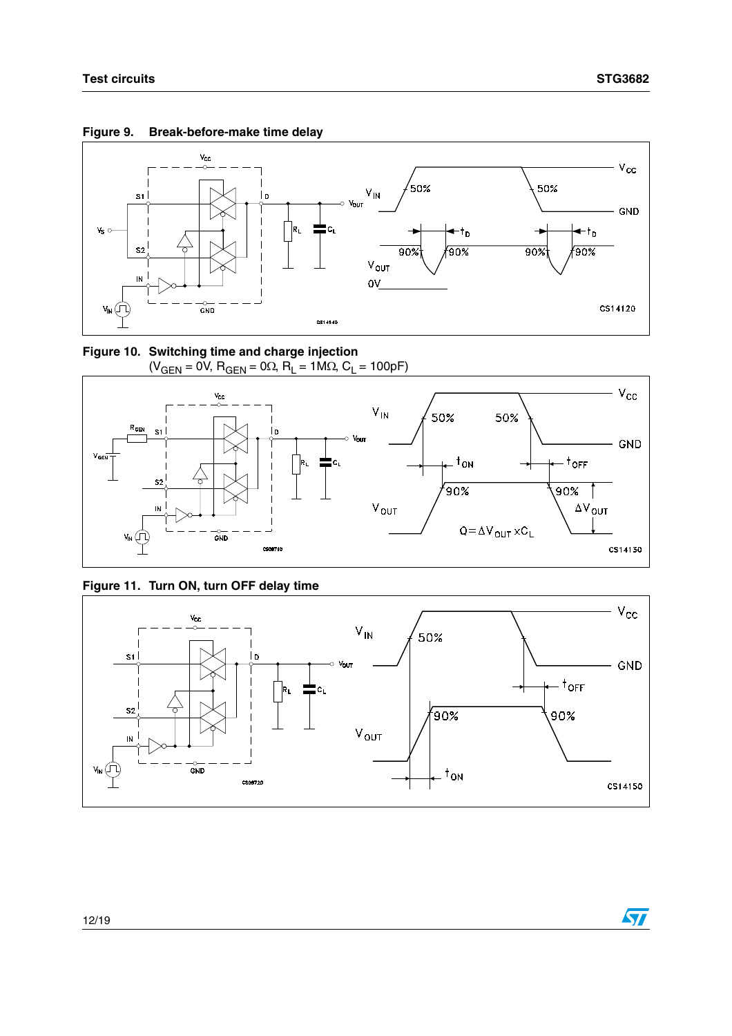**Figure 9. Break-before-make time delay**

**Figure 10. Switching time and charge injection**
($V_{GEN}$ = 0V, $R_{GEN}$ = 0Ω, $R_L$ = 1MΩ, $C_L$ = 100pF)

**Figure 11. Turn ON, turn OFF delay time**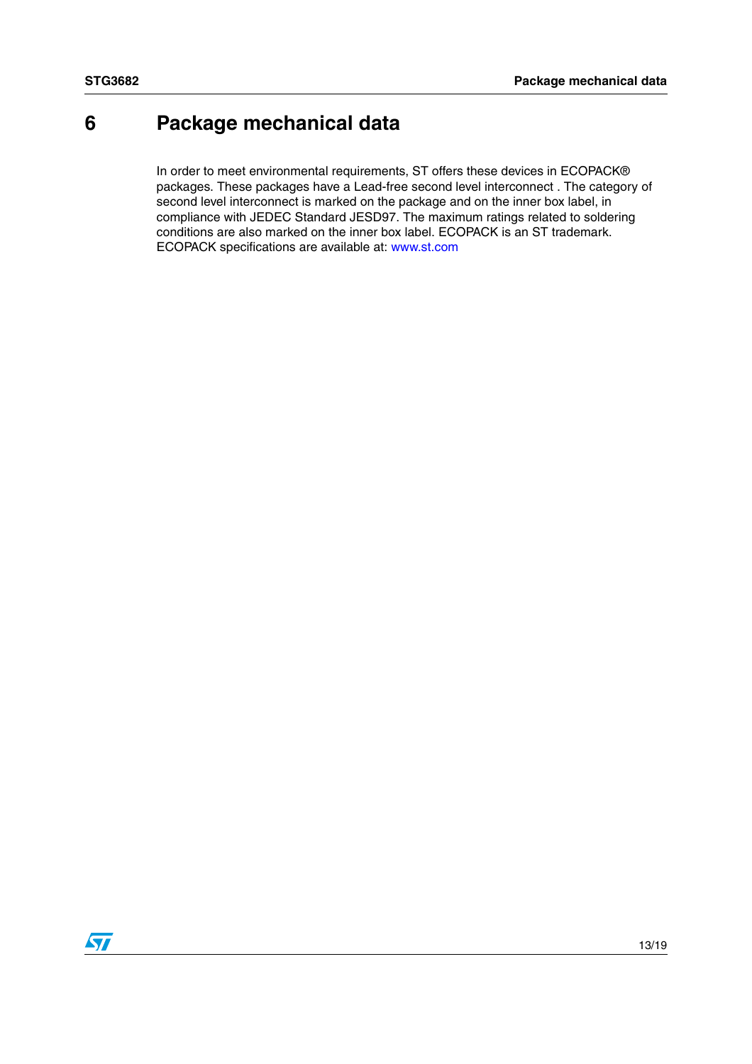# 6 Package mechanical data

In order to meet environmental requirements, ST offers these devices in ECOPACK® packages. These packages have a Lead-free second level interconnect . The category of second level interconnect is marked on the package and on the inner box label, in compliance with JEDEC Standard JESD97. The maximum ratings related to soldering conditions are also marked on the inner box label. ECOPACK is an ST trademark. ECOPACK specifications are available at: www.st.com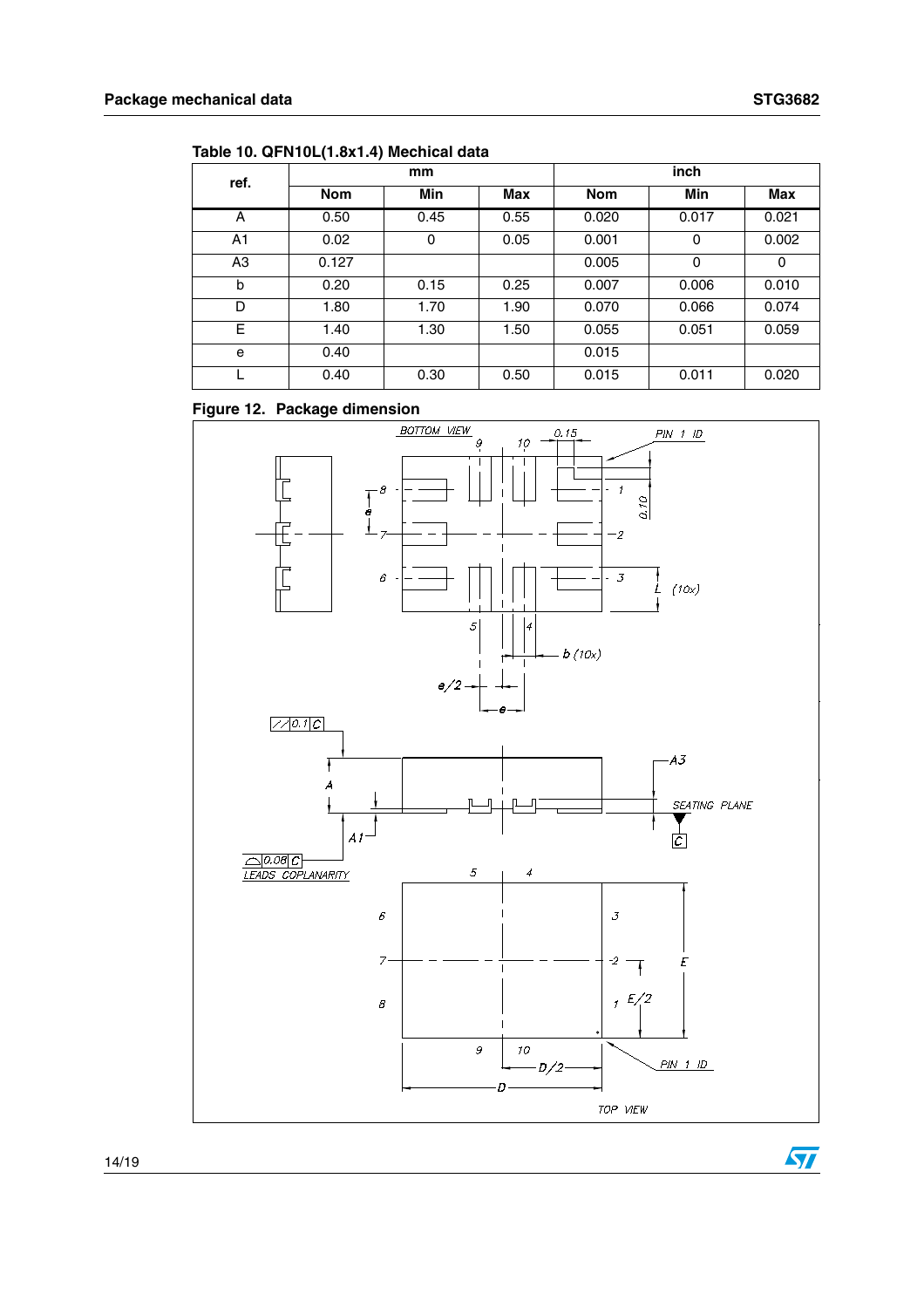Table 10. QFN10L(1.8x1.4) Mechical data

| ref. | mm | | | inch | | |
|---|---|---|---|---|---|---|
| | Nom | Min | Max | Nom | Min | Max |
| A | 0.50 | 0.45 | 0.55 | 0.020 | 0.017 | 0.021 |
| A1 | 0.02 | 0 | 0.05 | 0.001 | 0 | 0.002 |
| A3 | 0.127 | | | 0.005 | 0 | 0 |
| b | 0.20 | 0.15 | 0.25 | 0.007 | 0.006 | 0.010 |
| D | 1.80 | 1.70 | 1.90 | 0.070 | 0.066 | 0.074 |
| E | 1.40 | 1.30 | 1.50 | 0.055 | 0.051 | 0.059 |
| e | 0.40 | | | 0.015 | | |
| L | 0.40 | 0.30 | 0.50 | 0.015 | 0.011 | 0.020 |

**Figure 12. Package dimension**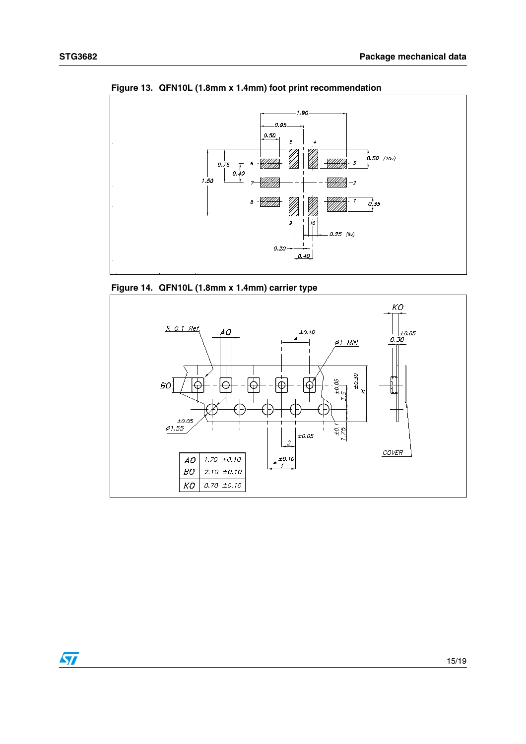**Figure 13. QFN10L (1.8mm x 1.4mm) foot print recommendation**

**Figure 14. QFN10L (1.8mm x 1.4mm) carrier type**

| AO | 1.70 ±0.10 |
|---|---|
| BO | 2.10 ±0.10 |
| KO | 0.70 ±0.10 |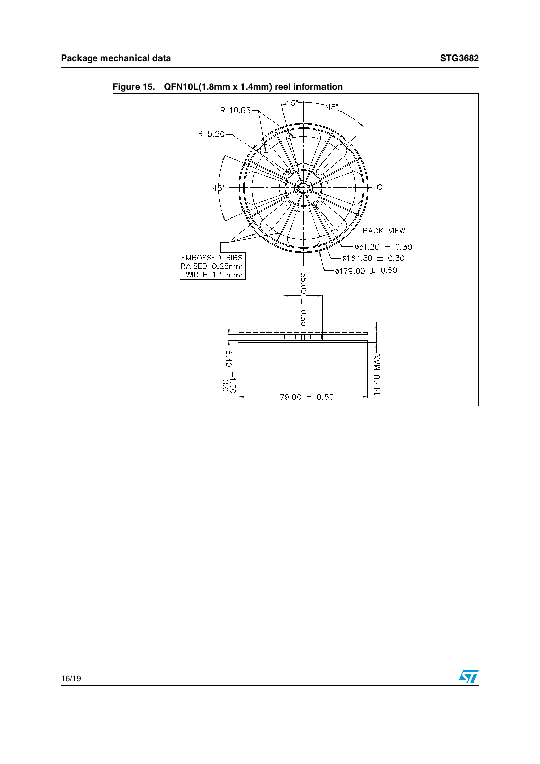**Figure 15. QFN10L(1.8mm x 1.4mm) reel information**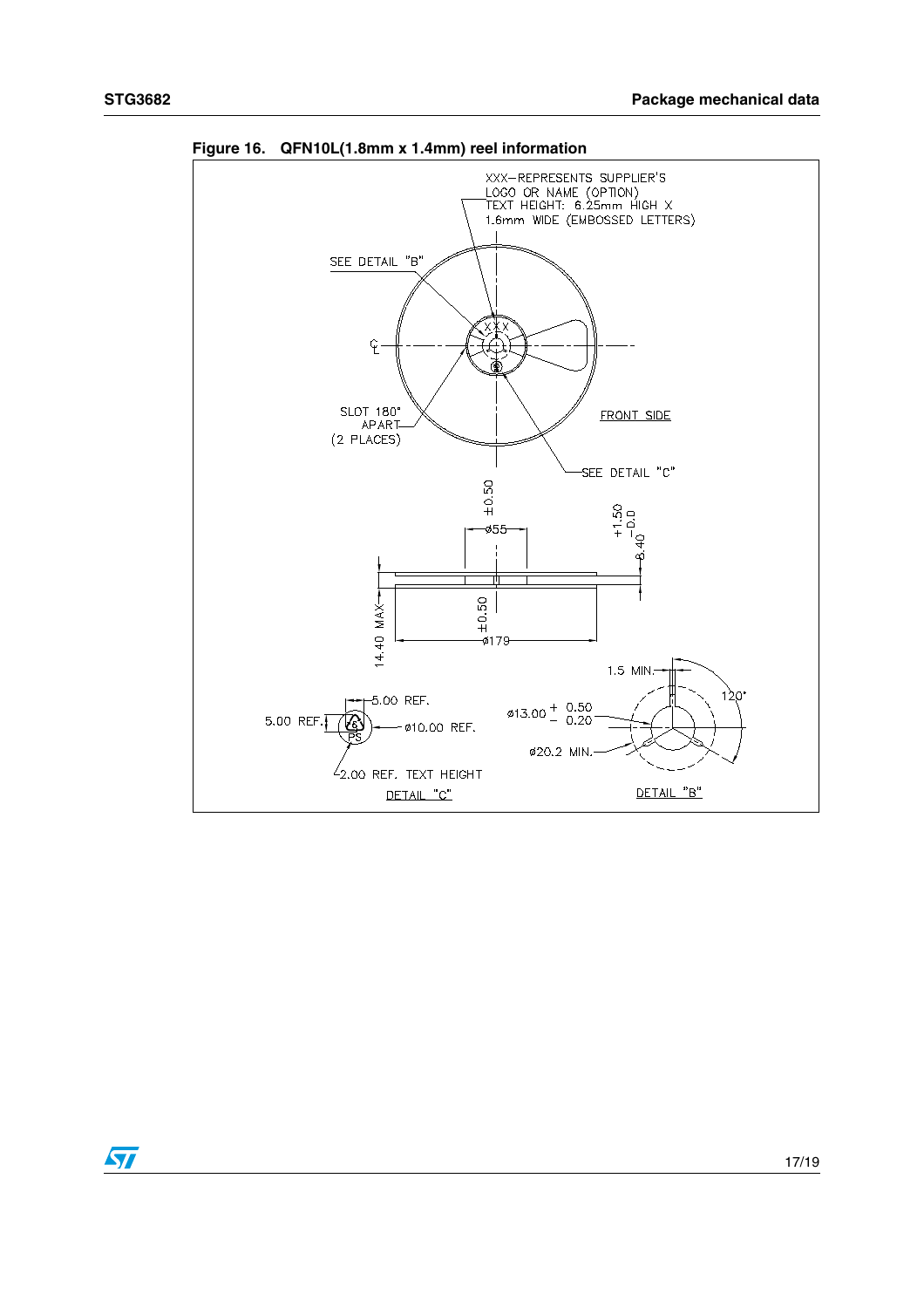**Figure 16. QFN10L(1.8mm x 1.4mm) reel information**

XXX–REPRESENTS SUPPLIER'S LOGO OR NAME (OPTION)
TEXT HEIGHT: 6.25mm HIGH X 1.6mm WIDE (EMBOSSED LETTERS)

SEE DETAIL "B"

SLOT 180° APART (2 PLACES)

FRONT SIDE

SEE DETAIL "C"

±0.50 ø55

+1.50 −0.0 8.40

14.40 MAX.

±0.50 ø179

5.00 REF.

5.00 REF.

ø10.00 REF.

2.00 REF. TEXT HEIGHT

DETAIL "C"

1.5 MIN.

120°

ø13.00 + 0.50 − 0.20

ø20.2 MIN.

DETAIL "B"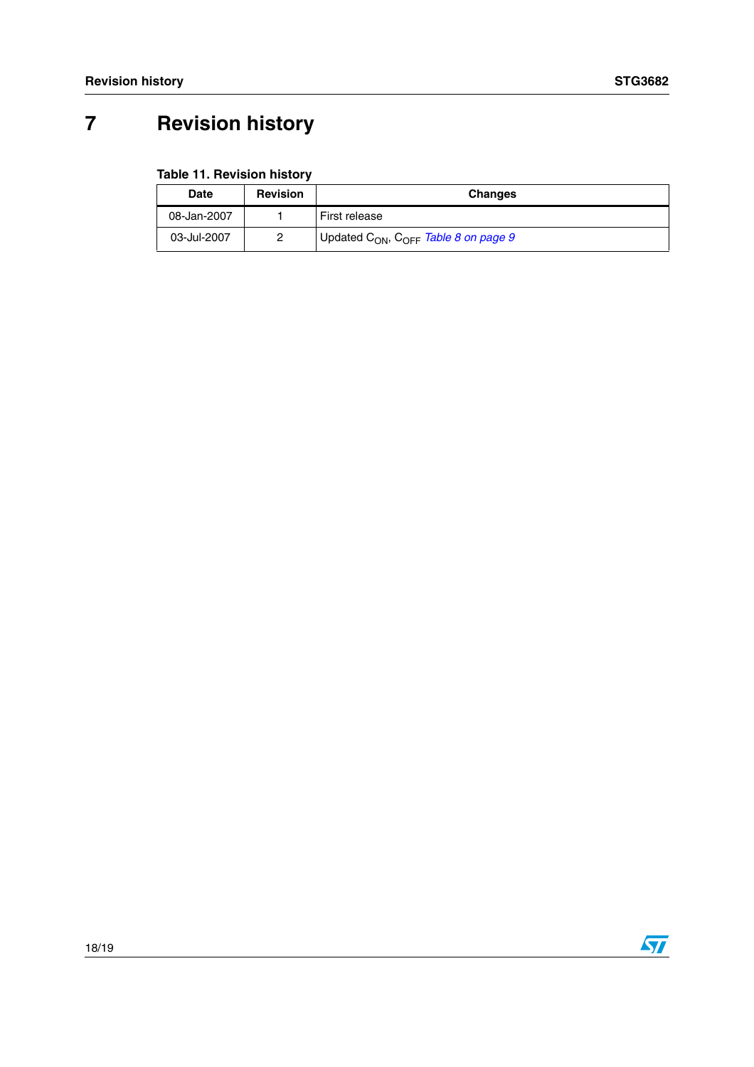# 7 Revision history

**Table 11. Revision history**

| Date | Revision | Changes |
|---|---|---|
| 08-Jan-2007 | 1 | First release |
| 03-Jul-2007 | 2 | Updated $C_{ON}$, $C_{OFF}$ *Table 8 on page 9* |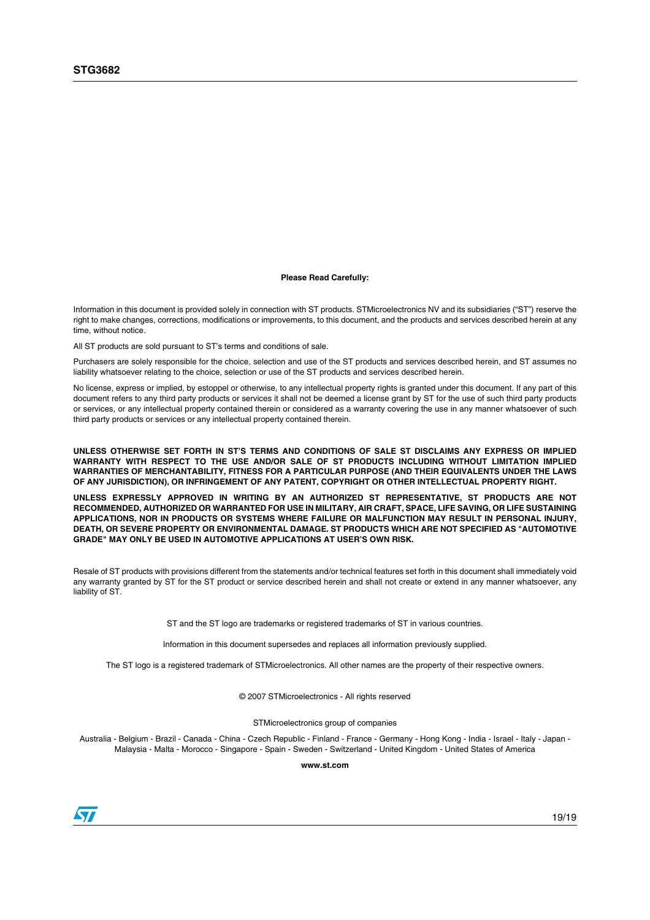**Please Read Carefully:**

Information in this document is provided solely in connection with ST products. STMicroelectronics NV and its subsidiaries ("ST") reserve the right to make changes, corrections, modifications or improvements, to this document, and the products and services described herein at any time, without notice.

All ST products are sold pursuant to ST's terms and conditions of sale.

Purchasers are solely responsible for the choice, selection and use of the ST products and services described herein, and ST assumes no liability whatsoever relating to the choice, selection or use of the ST products and services described herein.

No license, express or implied, by estoppel or otherwise, to any intellectual property rights is granted under this document. If any part of this document refers to any third party products or services it shall not be deemed a license grant by ST for the use of such third party products or services, or any intellectual property contained therein or considered as a warranty covering the use in any manner whatsoever of such third party products or services or any intellectual property contained therein.

**UNLESS OTHERWISE SET FORTH IN ST'S TERMS AND CONDITIONS OF SALE ST DISCLAIMS ANY EXPRESS OR IMPLIED WARRANTY WITH RESPECT TO THE USE AND/OR SALE OF ST PRODUCTS INCLUDING WITHOUT LIMITATION IMPLIED WARRANTIES OF MERCHANTABILITY, FITNESS FOR A PARTICULAR PURPOSE (AND THEIR EQUIVALENTS UNDER THE LAWS OF ANY JURISDICTION), OR INFRINGEMENT OF ANY PATENT, COPYRIGHT OR OTHER INTELLECTUAL PROPERTY RIGHT.**

**UNLESS EXPRESSLY APPROVED IN WRITING BY AN AUTHORIZED ST REPRESENTATIVE, ST PRODUCTS ARE NOT RECOMMENDED, AUTHORIZED OR WARRANTED FOR USE IN MILITARY, AIR CRAFT, SPACE, LIFE SAVING, OR LIFE SUSTAINING APPLICATIONS, NOR IN PRODUCTS OR SYSTEMS WHERE FAILURE OR MALFUNCTION MAY RESULT IN PERSONAL INJURY, DEATH, OR SEVERE PROPERTY OR ENVIRONMENTAL DAMAGE. ST PRODUCTS WHICH ARE NOT SPECIFIED AS "AUTOMOTIVE GRADE" MAY ONLY BE USED IN AUTOMOTIVE APPLICATIONS AT USER'S OWN RISK.**

Resale of ST products with provisions different from the statements and/or technical features set forth in this document shall immediately void any warranty granted by ST for the ST product or service described herein and shall not create or extend in any manner whatsoever, any liability of ST.

ST and the ST logo are trademarks or registered trademarks of ST in various countries.

Information in this document supersedes and replaces all information previously supplied.

The ST logo is a registered trademark of STMicroelectronics. All other names are the property of their respective owners.

© 2007 STMicroelectronics - All rights reserved

STMicroelectronics group of companies

Australia - Belgium - Brazil - Canada - China - Czech Republic - Finland - France - Germany - Hong Kong - India - Israel - Italy - Japan - Malaysia - Malta - Morocco - Singapore - Spain - Sweden - Switzerland - United Kingdom - United States of America

**www.st.com**